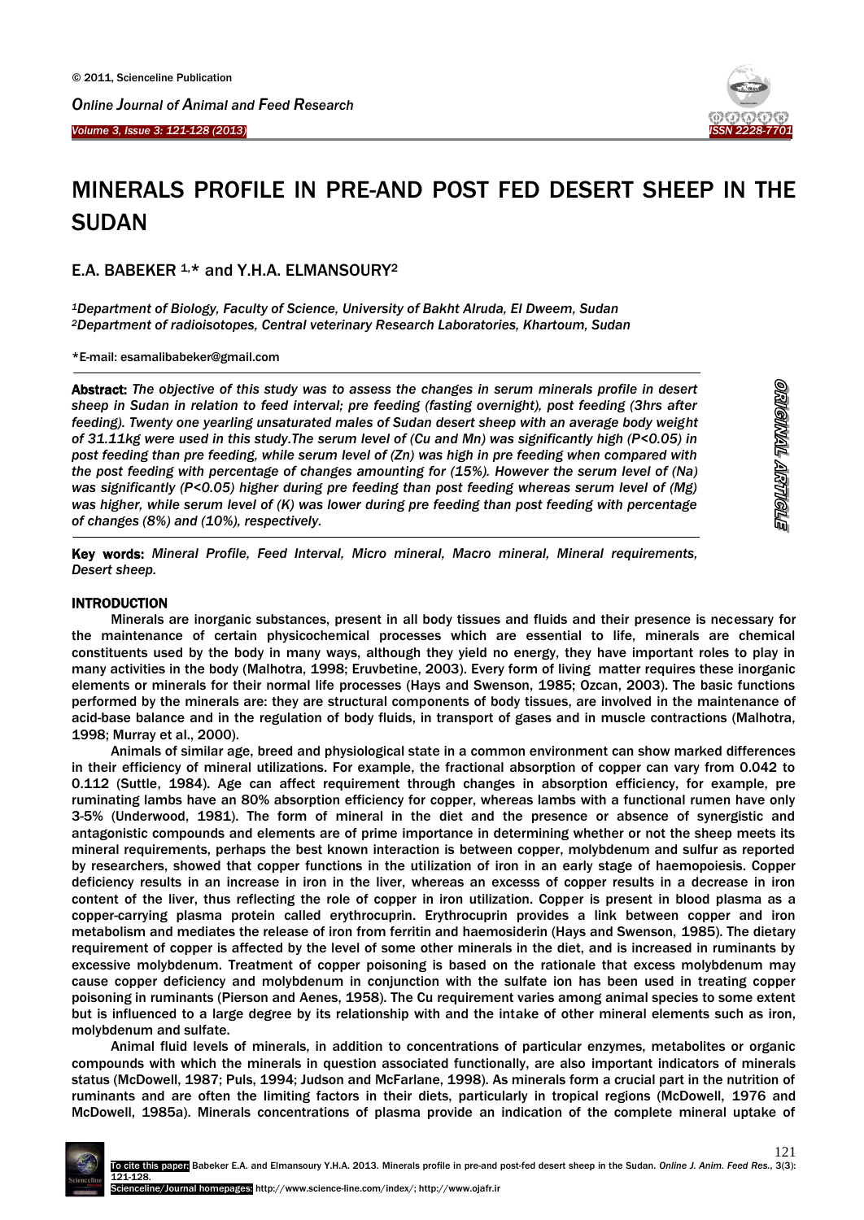# MINERALS PROFILE IN PRE-AND POST FED DESERT SHEEP IN THE SUDAN

## E.A. BABEKER [1,*] and Y.H.A. ELMANSOURY[2]

*[1]Department of Biology, Faculty of Science, University of Bakht Alruda, El Dweem, Sudan*
*[2]Department of radioisotopes, Central veterinary Research Laboratories, Khartoum, Sudan*

*E-mail: esamalibabeker@gmail.com

ORIGINAL ARTICLE

**Abstract:** *The objective of this study was to assess the changes in serum minerals profile in desert sheep in Sudan in relation to feed interval; pre feeding (fasting overnight), post feeding (3hrs after feeding). Twenty one yearling unsaturated males of Sudan desert sheep with an average body weight of 31.11kg were used in this study.The serum level of (Cu and Mn) was significantly high (P<0.05) in post feeding than pre feeding, while serum level of (Zn) was high in pre feeding when compared with the post feeding with percentage of changes amounting for (15%). However the serum level of (Na) was significantly (P<0.05) higher during pre feeding than post feeding whereas serum level of (Mg) was higher, while serum level of (K) was lower during pre feeding than post feeding with percentage of changes (8%) and (10%), respectively.*

**Key words:** *Mineral Profile, Feed Interval, Micro mineral, Macro mineral, Mineral requirements, Desert sheep.*

## INTRODUCTION

Minerals are inorganic substances, present in all body tissues and fluids and their presence is necessary for the maintenance of certain physicochemical processes which are essential to life, minerals are chemical constituents used by the body in many ways, although they yield no energy, they have important roles to play in many activities in the body (Malhotra, 1998; Eruvbetine, 2003). Every form of living matter requires these inorganic elements or minerals for their normal life processes (Hays and Swenson, 1985; Ozcan, 2003). The basic functions performed by the minerals are: they are structural components of body tissues, are involved in the maintenance of acid-base balance and in the regulation of body fluids, in transport of gases and in muscle contractions (Malhotra, 1998; Murray et al., 2000).

Animals of similar age, breed and physiological state in a common environment can show marked differences in their efficiency of mineral utilizations. For example, the fractional absorption of copper can vary from 0.042 to 0.112 (Suttle, 1984). Age can affect requirement through changes in absorption efficiency, for example, pre ruminating lambs have an 80% absorption efficiency for copper, whereas lambs with a functional rumen have only 3-5% (Underwood, 1981). The form of mineral in the diet and the presence or absence of synergistic and antagonistic compounds and elements are of prime importance in determining whether or not the sheep meets its mineral requirements, perhaps the best known interaction is between copper, molybdenum and sulfur as reported by researchers, showed that copper functions in the utilization of iron in an early stage of haemopoiesis. Copper deficiency results in an increase in iron in the liver, whereas an excesss of copper results in a decrease in iron content of the liver, thus reflecting the role of copper in iron utilization. Copper is present in blood plasma as a copper-carrying plasma protein called erythrocuprin. Erythrocuprin provides a link between copper and iron metabolism and mediates the release of iron from ferritin and haemosiderin (Hays and Swenson, 1985). The dietary requirement of copper is affected by the level of some other minerals in the diet, and is increased in ruminants by excessive molybdenum. Treatment of copper poisoning is based on the rationale that excess molybdenum may cause copper deficiency and molybdenum in conjunction with the sulfate ion has been used in treating copper poisoning in ruminants (Pierson and Aenes, 1958). The Cu requirement varies among animal species to some extent but is influenced to a large degree by its relationship with and the intake of other mineral elements such as iron, molybdenum and sulfate.

Animal fluid levels of minerals, in addition to concentrations of particular enzymes, metabolites or organic compounds with which the minerals in question associated functionally, are also important indicators of minerals status (McDowell, 1987; Puls, 1994; Judson and McFarlane, 1998). As minerals form a crucial part in the nutrition of ruminants and are often the limiting factors in their diets, particularly in tropical regions (McDowell, 1976 and McDowell, 1985a). Minerals concentrations of plasma provide an indication of the complete mineral uptake of

To cite this paper: Babeker E.A. and Elmansoury Y.H.A. 2013. Minerals profile in pre-and post-fed desert sheep in the Sudan. *Online J. Anim. Feed Res.*, 3(3): 121-128.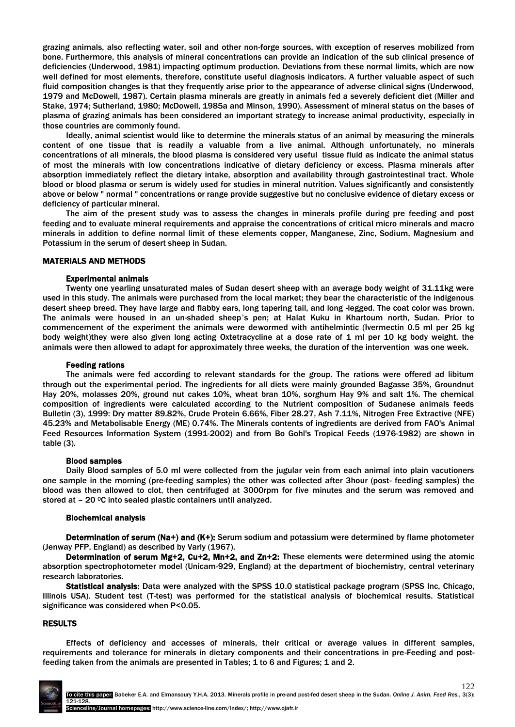grazing animals, also reflecting water, soil and other non-forge sources, with exception of reserves mobilized from bone. Furthermore, this analysis of mineral concentrations can provide an indication of the sub clinical presence of deficiencies (Underwood, 1981) impacting optimum production. Deviations from these normal limits, which are now well defined for most elements, therefore, constitute useful diagnosis indicators. A further valuable aspect of such fluid composition changes is that they frequently arise prior to the appearance of adverse clinical signs (Underwood, 1979 and McDowell, 1987). Certain plasma minerals are greatly in animals fed a severely deficient diet (Miller and Stake, 1974; Sutherland, 1980; McDowell, 1985a and Minson, 1990). Assessment of mineral status on the bases of plasma of grazing animals has been considered an important strategy to increase animal productivity, especially in those countries are commonly found.

Ideally, animal scientist would like to determine the minerals status of an animal by measuring the minerals content of one tissue that is readily a valuable from a live animal. Although unfortunately, no minerals concentrations of all minerals, the blood plasma is considered very useful tissue fluid as indicate the animal status of most the minerals with low concentrations indicative of dietary deficiency or excess. Plasma minerals after absorption immediately reflect the dietary intake, absorption and availability through gastrointestinal tract. Whole blood or blood plasma or serum is widely used for studies in mineral nutrition. Values significantly and consistently above or below " normal " concentrations or range provide suggestive but no conclusive evidence of dietary excess or deficiency of particular mineral.

The aim of the present study was to assess the changes in minerals profile during pre feeding and post feeding and to evaluate mineral requirements and appraise the concentrations of critical micro minerals and macro minerals in addition to define normal limit of these elements copper, Manganese, Zinc, Sodium, Magnesium and Potassium in the serum of desert sheep in Sudan.

## MATERIALS AND METHODS

### Experimental animals

Twenty one yearling unsaturated males of Sudan desert sheep with an average body weight of 31.11kg were used in this study. The animals were purchased from the local market; they bear the characteristic of the indigenous desert sheep breed. They have large and flabby ears, long tapering tail, and long -legged. The coat color was brown. The animals were housed in an un-shaded sheep's pen; at Halat Kuku in Khartoum north, Sudan. Prior to commencement of the experiment the animals were dewormed with antihelmintic (Ivermectin 0.5 ml per 25 kg body weight)they were also given long acting Oxtetracycline at a dose rate of 1 ml per 10 kg body weight, the animals were then allowed to adapt for approximately three weeks, the duration of the intervention was one week.

### Feeding rations

The animals were fed according to relevant standards for the group. The rations were offered ad libitum through out the experimental period. The ingredients for all diets were mainly grounded Bagasse 35%, Groundnut Hay 20%, molasses 20%, ground nut cakes 10%, wheat bran 10%, sorghum Hay 9% and salt 1%. The chemical composition of ingredients were calculated according to the Nutrient composition of Sudanese animals feeds Bulletin (3), 1999: Dry matter 89.82%, Crude Protein 6.66%, Fiber 28.27, Ash 7.11%, Nitrogen Free Extractive (NFE) 45.23% and Metabolisable Energy (ME) 0.74%. The Minerals contents of ingredients are derived from FAO's Animal Feed Resources Information System (1991-2002) and from Bo Gohl's Tropical Feeds (1976-1982) are shown in table (3).

### Blood samples

Daily Blood samples of 5.0 ml were collected from the jugular vein from each animal into plain vacutioners one sample in the morning (pre-feeding samples) the other was collected after 3hour (post- feeding samples) the blood was then allowed to clot, then centrifuged at 3000rpm for five minutes and the serum was removed and stored at – 20 $^{0}$C into sealed plastic containers until analyzed.

### Biochemical analysis

**Determination of serum ($Na^{+}$) and ($K^{+}$):** Serum sodium and potassium were determined by flame photometer (Jenway PFP, England) as described by Varly (1967).

**Determination of serum $Mg^{+2}$, $Cu^{+2}$, $Mn^{+2}$, and $Zn^{+2}$:** These elements were determined using the atomic absorption spectrophotometer model (Unicam-929, England) at the department of biochemistry, central veterinary research laboratories.

**Statistical analysis:** Data were analyzed with the SPSS 10.0 statistical package program (SPSS Inc, Chicago, Illinois USA). Student test (T-test) was performed for the statistical analysis of biochemical results. Statistical significance was considered when P<0.05.

## RESULTS

Effects of deficiency and accesses of minerals, their critical or average values in different samples, requirements and tolerance for minerals in dietary components and their concentrations in pre-Feeding and post-feeding taken from the animals are presented in Tables; 1 to 6 and Figures; 1 and 2.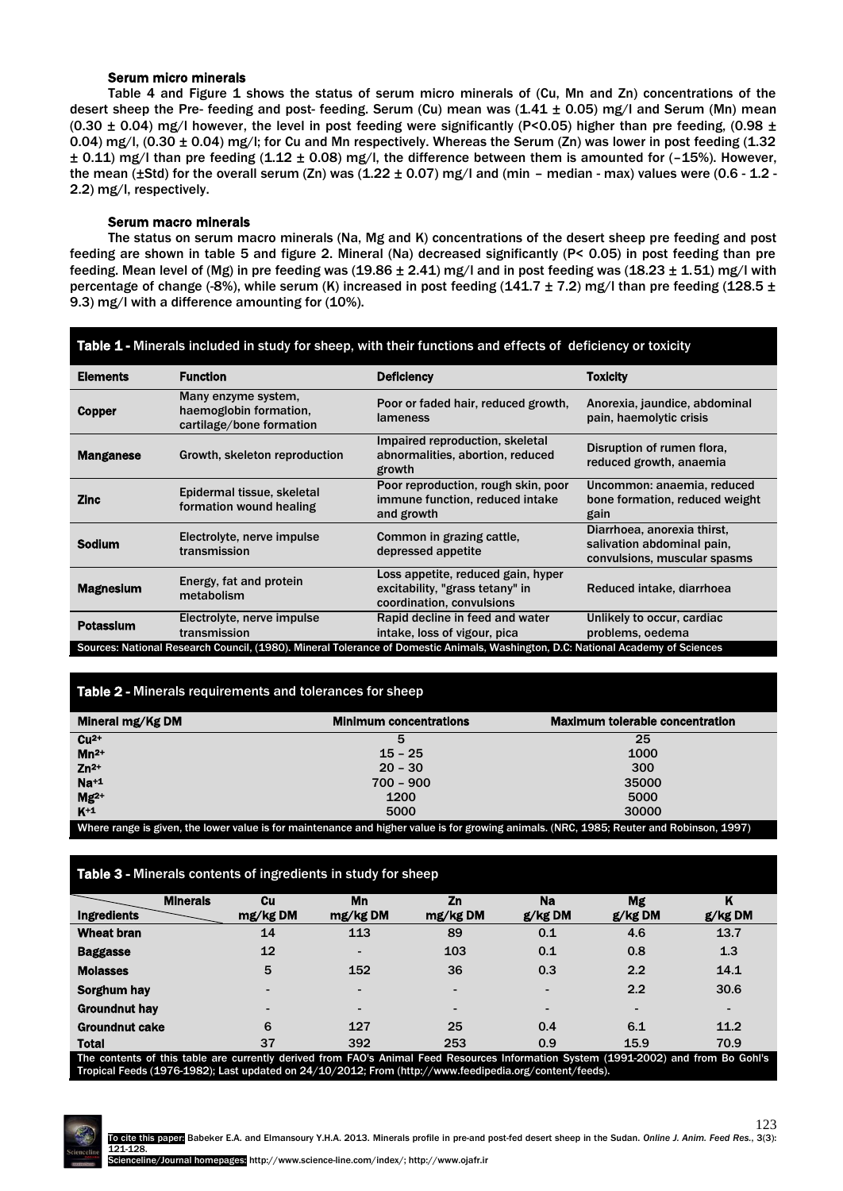### Serum micro minerals

Table 4 and Figure 1 shows the status of serum micro minerals of (Cu, Mn and Zn) concentrations of the desert sheep the Pre- feeding and post- feeding. Serum (Cu) mean was (1.41 ± 0.05) mg/l and Serum (Mn) mean (0.30 ± 0.04) mg/l however, the level in post feeding were significantly (P<0.05) higher than pre feeding, (0.98 ± 0.04) mg/l, (0.30 ± 0.04) mg/l; for Cu and Mn respectively. Whereas the Serum (Zn) was lower in post feeding (1.32 ± 0.11) mg/l than pre feeding (1.12 ± 0.08) mg/l, the difference between them is amounted for (–15%). However, the mean (±Std) for the overall serum (Zn) was (1.22 ± 0.07) mg/l and (min – median - max) values were (0.6 - 1.2 - 2.2) mg/l, respectively.

### Serum macro minerals

The status on serum macro minerals (Na, Mg and K) concentrations of the desert sheep pre feeding and post feeding are shown in table 5 and figure 2. Mineral (Na) decreased significantly (P< 0.05) in post feeding than pre feeding. Mean level of (Mg) in pre feeding was (19.86 ± 2.41) mg/l and in post feeding was (18.23 ± 1.51) mg/l with percentage of change (-8%), while serum (K) increased in post feeding (141.7 ± 7.2) mg/l than pre feeding (128.5 ± 9.3) mg/l with a difference amounting for (10%).

**Table 1 -** Minerals included in study for sheep, with their functions and effects of deficiency or toxicity

| Elements | Function | Deficiency | Toxicity |
|---|---|---|---|
| **Copper** | Many enzyme system, haemoglobin formation, cartilage/bone formation | Poor or faded hair, reduced growth, lameness | Anorexia, jaundice, abdominal pain, haemolytic crisis |
| **Manganese** | Growth, skeleton reproduction | Impaired reproduction, skeletal abnormalities, abortion, reduced growth | Disruption of rumen flora, reduced growth, anaemia |
| **Zinc** | Epidermal tissue, skeletal formation wound healing | Poor reproduction, rough skin, poor immune function, reduced intake and growth | Uncommon: anaemia, reduced bone formation, reduced weight gain |
| **Sodium** | Electrolyte, nerve impulse transmission | Common in grazing cattle, depressed appetite | Diarrhoea, anorexia thirst, salivation abdominal pain, convulsions, muscular spasms |
| **Magnesium** | Energy, fat and protein metabolism | Loss appetite, reduced gain, hyper excitability, "grass tetany" in coordination, convulsions | Reduced intake, diarrhoea |
| **Potassium** | Electrolyte, nerve impulse transmission | Rapid decline in feed and water intake, loss of vigour, pica | Unlikely to occur, cardiac problems, oedema |

Sources: National Research Council, (1980). Mineral Tolerance of Domestic Animals, Washington, D.C: National Academy of Sciences

**Table 2 -** Minerals requirements and tolerances for sheep

| Mineral mg/Kg DM | Minimum concentrations | Maximum tolerable concentration |
|---|---|---|
| $Cu^{2+}$ | 5 | 25 |
| $Mn^{2+}$ | 15 – 25 | 1000 |
| $Zn^{2+}$ | 20 – 30 | 300 |
| $Na^{+1}$ | 700 – 900 | 35000 |
| $Mg^{2+}$ | 1200 | 5000 |
| $K^{+1}$ | 5000 | 30000 |

Where range is given, the lower value is for maintenance and higher value is for growing animals. (NRC, 1985; Reuter and Robinson, 1997)

**Table 3 -** Minerals contents of ingredients in study for sheep

| Ingredients \ Minerals | Cu mg/kg DM | Mn mg/kg DM | Zn mg/kg DM | Na g/kg DM | Mg g/kg DM | K g/kg DM |
|---|---|---|---|---|---|---|
| **Wheat bran** | 14 | 113 | 89 | 0.1 | 4.6 | 13.7 |
| **Baggasse** | 12 | - | 103 | 0.1 | 0.8 | 1.3 |
| **Molasses** | 5 | 152 | 36 | 0.3 | 2.2 | 14.1 |
| **Sorghum hay** | - | - | - | - | 2.2 | 30.6 |
| **Groundnut hay** | - | - | - | - | - | - |
| **Groundnut cake** | 6 | 127 | 25 | 0.4 | 6.1 | 11.2 |
| **Total** | 37 | 392 | 253 | 0.9 | 15.9 | 70.9 |

The contents of this table are currently derived from FAO's Animal Feed Resources Information System (1991-2002) and from Bo Gohl's Tropical Feeds (1976-1982); Last updated on 24/10/2012; From (http://www.feedipedia.org/content/feeds).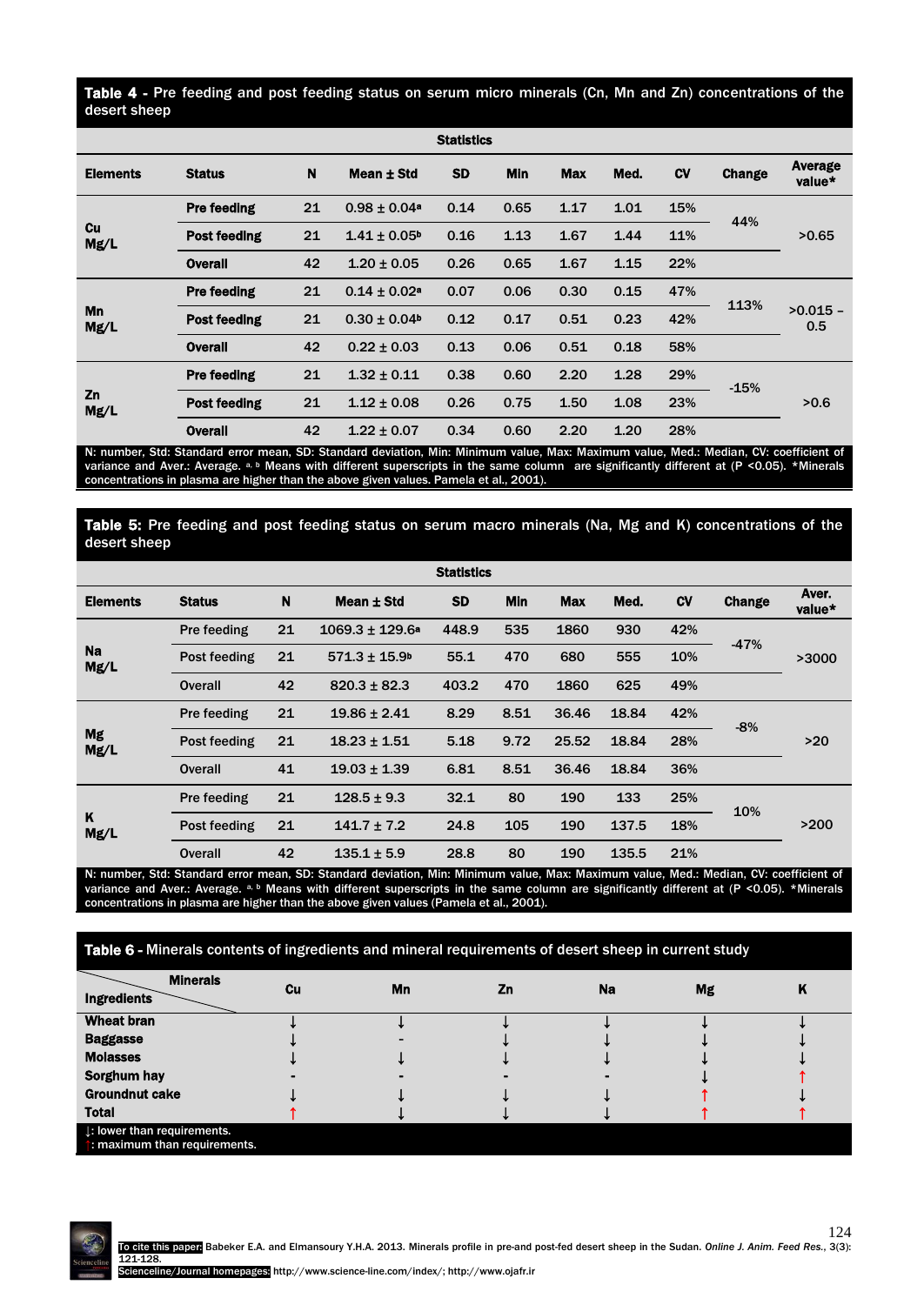**Table 4 -** Pre feeding and post feeding status on serum micro minerals (Cn, Mn and Zn) concentrations of the desert sheep

| Elements | Status | N | Mean ± Std | SD | Min | Max | Med. | CV | Change | Average value* |
|---|---|---|---|---|---|---|---|---|---|---|
| | | | Statistics | | | | | | | |
| Cu Mg/L | Pre feeding | 21 | 0.98 ± 0.04[a] | 0.14 | 0.65 | 1.17 | 1.01 | 15% | 44% | >0.65 |
| | Post feeding | 21 | 1.41 ± 0.05[b] | 0.16 | 1.13 | 1.67 | 1.44 | 11% | | |
| | Overall | 42 | 1.20 ± 0.05 | 0.26 | 0.65 | 1.67 | 1.15 | 22% | | |
| Mn Mg/L | Pre feeding | 21 | 0.14 ± 0.02[a] | 0.07 | 0.06 | 0.30 | 0.15 | 47% | 113% | >0.015 – 0.5 |
| | Post feeding | 21 | 0.30 ± 0.04[b] | 0.12 | 0.17 | 0.51 | 0.23 | 42% | | |
| | Overall | 42 | 0.22 ± 0.03 | 0.13 | 0.06 | 0.51 | 0.18 | 58% | | |
| Zn Mg/L | Pre feeding | 21 | 1.32 ± 0.11 | 0.38 | 0.60 | 2.20 | 1.28 | 29% | -15% | >0.6 |
| | Post feeding | 21 | 1.12 ± 0.08 | 0.26 | 0.75 | 1.50 | 1.08 | 23% | | |
| | Overall | 42 | 1.22 ± 0.07 | 0.34 | 0.60 | 2.20 | 1.20 | 28% | | |

N: number, Std: Standard error mean, SD: Standard deviation, Min: Minimum value, Max: Maximum value, Med.: Median, CV: coefficient of variance and Aver.: Average. [a, b] Means with different superscripts in the same column are significantly different at (P <0.05). *Minerals concentrations in plasma are higher than the above given values. Pamela et al., 2001).

**Table 5:** Pre feeding and post feeding status on serum macro minerals (Na, Mg and K) concentrations of the desert sheep

| Elements | Status | N | Mean ± Std | SD | Min | Max | Med. | CV | Change | Aver. value* |
|---|---|---|---|---|---|---|---|---|---|---|
| | | | Statistics | | | | | | | |
| Na Mg/L | Pre feeding | 21 | 1069.3 ± 129.6[a] | 448.9 | 535 | 1860 | 930 | 42% | -47% | >3000 |
| | Post feeding | 21 | 571.3 ± 15.9[b] | 55.1 | 470 | 680 | 555 | 10% | | |
| | Overall | 42 | 820.3 ± 82.3 | 403.2 | 470 | 1860 | 625 | 49% | | |
| Mg Mg/L | Pre feeding | 21 | 19.86 ± 2.41 | 8.29 | 8.51 | 36.46 | 18.84 | 42% | -8% | >20 |
| | Post feeding | 21 | 18.23 ± 1.51 | 5.18 | 9.72 | 25.52 | 18.84 | 28% | | |
| | Overall | 41 | 19.03 ± 1.39 | 6.81 | 8.51 | 36.46 | 18.84 | 36% | | |
| K Mg/L | Pre feeding | 21 | 128.5 ± 9.3 | 32.1 | 80 | 190 | 133 | 25% | 10% | >200 |
| | Post feeding | 21 | 141.7 ± 7.2 | 24.8 | 105 | 190 | 137.5 | 18% | | |
| | Overall | 42 | 135.1 ± 5.9 | 28.8 | 80 | 190 | 135.5 | 21% | | |

N: number, Std: Standard error mean, SD: Standard deviation, Min: Minimum value, Max: Maximum value, Med.: Median, CV: coefficient of variance and Aver.: Average. [a, b] Means with different superscripts in the same column are significantly different at (P <0.05). *Minerals concentrations in plasma are higher than the above given values (Pamela et al., 2001).

**Table 6 -** Minerals contents of ingredients and mineral requirements of desert sheep in current study

| Ingredients / Minerals | Cu | Mn | Zn | Na | Mg | K |
|---|---|---|---|---|---|---|
| **Wheat bran** | ↓ | ↓ | ↓ | ↓ | ↓ | ↓ |
| **Baggasse** | ↓ | - | ↓ | ↓ | ↓ | ↓ |
| **Molasses** | ↓ | ↓ | ↓ | ↓ | ↓ | ↓ |
| **Sorghum hay** | - | - | - | - | ↓ | ↑ |
| **Groundnut cake** | ↓ | ↓ | ↓ | ↓ | ↑ | ↓ |
| **Total** | ↑ | ↓ | ↓ | ↓ | ↑ | ↑ |

↓: lower than requirements.
↑: maximum than requirements.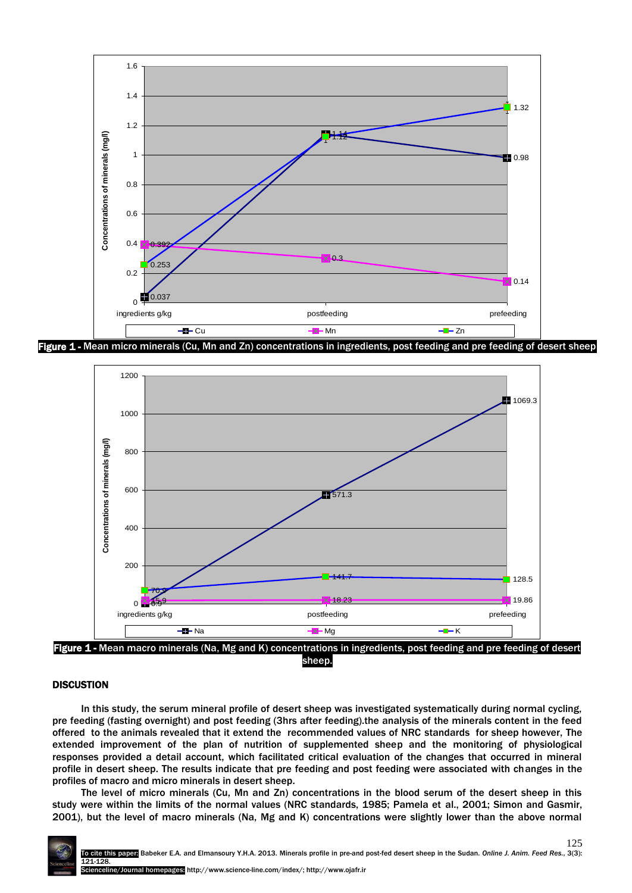1.6
1.4
1.2
1
0.8
0.6
0.4
0.2
0

Concentrations of minerals (mg/l)

ingredients g/kg
postfeeding
prefeeding

0.392
0.253
0.037
1.14
1.12
0.3
1.32
0.98
0.14

Cu
Mn
Zn

**Figure 1 -** Mean micro minerals (Cu, Mn and Zn) concentrations in ingredients, post feeding and pre feeding of desert sheep

1200
1000
800
600
400
200
0

Concentrations of minerals (mg/l)

ingredients g/kg
postfeeding
prefeeding

70.9
15.9
6.9
571.3
141.7
18.23
1069.3
128.5
19.86

Na
Mg
K

**Figure 1 -** Mean macro minerals (Na, Mg and K) concentrations in ingredients, post feeding and pre feeding of desert sheep.

## DISCUSTION

In this study, the serum mineral profile of desert sheep was investigated systematically during normal cycling, pre feeding (fasting overnight) and post feeding (3hrs after feeding).the analysis of the minerals content in the feed offered to the animals revealed that it extend the recommended values of NRC standards for sheep however, The extended improvement of the plan of nutrition of supplemented sheep and the monitoring of physiological responses provided a detail account, which facilitated critical evaluation of the changes that occurred in mineral profile in desert sheep. The results indicate that pre feeding and post feeding were associated with changes in the profiles of macro and micro minerals in desert sheep.

The level of micro minerals (Cu, Mn and Zn) concentrations in the blood serum of the desert sheep in this study were within the limits of the normal values (NRC standards, 1985; Pamela et al., 2001; Simon and Gasmir, 2001), but the level of macro minerals (Na, Mg and K) concentrations were slightly lower than the above normal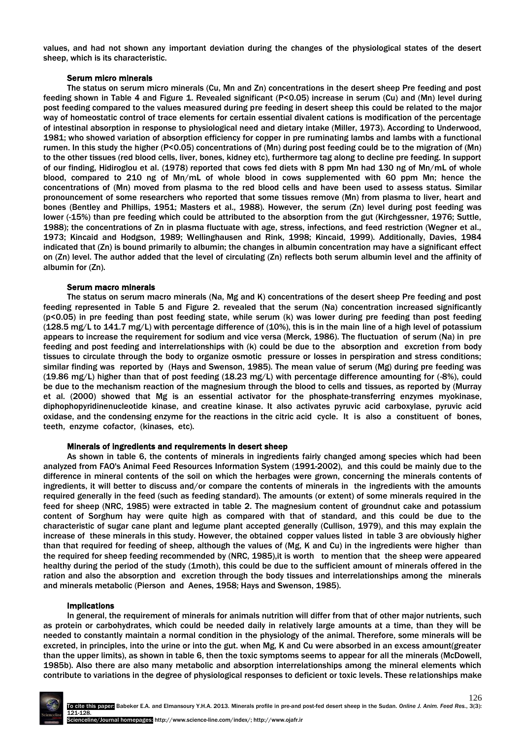values, and had not shown any important deviation during the changes of the physiological states of the desert sheep, which is its characteristic.

### Serum micro minerals

The status on serum micro minerals (Cu, Mn and Zn) concentrations in the desert sheep Pre feeding and post feeding shown in Table 4 and Figure 1. Revealed significant (P<0.05) increase in serum (Cu) and (Mn) level during post feeding compared to the values measured during pre feeding in desert sheep this could be related to the major way of homeostatic control of trace elements for certain essential divalent cations is modification of the percentage of intestinal absorption in response to physiological need and dietary intake (Miller, 1973). According to Underwood, 1981; who showed variation of absorption efficiency for copper in pre ruminating lambs and lambs with a functional rumen. In this study the higher (P<0.05) concentrations of (Mn) during post feeding could be to the migration of (Mn) to the other tissues (red blood cells, liver, bones, kidney etc), furthermore tag along to decline pre feeding. In support of our finding, Hidiroglou et al. (1978) reported that cows fed diets with 8 ppm Mn had 130 ng of Mn/mL of whole blood, compared to 210 ng of Mn/mL of whole blood in cows supplemented with 60 ppm Mn; hence the concentrations of (Mn) moved from plasma to the red blood cells and have been used to assess status. Similar pronouncement of some researchers who reported that some tissues remove (Mn) from plasma to liver, heart and bones (Bentley and Phillips, 1951; Masters et al., 1988). However, the serum (Zn) level during post feeding was lower (-15%) than pre feeding which could be attributed to the absorption from the gut (Kirchgessner, 1976; Suttle, 1988); the concentrations of Zn in plasma fluctuate with age, stress, infections, and feed restriction (Wegner et al., 1973; Kincaid and Hodgson, 1989; Wellinghausen and Rink, 1998; Kincaid, 1999). Additionally, Davies, 1984 indicated that (Zn) is bound primarily to albumin; the changes in albumin concentration may have a significant effect on (Zn) level. The author added that the level of circulating (Zn) reflects both serum albumin level and the affinity of albumin for (Zn).

### Serum macro minerals

The status on serum macro minerals (Na, Mg and K) concentrations of the desert sheep Pre feeding and post feeding represented in Table 5 and Figure 2. revealed that the serum (Na) concentration increased significantly (p<0.05) in pre feeding than post feeding state, while serum (k) was lower during pre feeding than post feeding (128.5 mg/L to 141.7 mg/L) with percentage difference of (10%), this is in the main line of a high level of potassium appears to increase the requirement for sodium and vice versa (Merck, 1986). The fluctuation of serum (Na) in pre feeding and post feeding and interrelationships with (k) could be due to the absorption and excretion from body tissues to circulate through the body to organize osmotic pressure or losses in perspiration and stress conditions; similar finding was reported by (Hays and Swenson, 1985). The mean value of serum (Mg) during pre feeding was (19.86 mg/L) higher than that of post feeding (18.23 mg/L) with percentage difference amounting for (-8%), could be due to the mechanism reaction of the magnesium through the blood to cells and tissues, as reported by (Murray et al. (2000) showed that Mg is an essential activator for the phosphate-transferring enzymes myokinase, diphophopyridinenucleotide kinase, and creatine kinase. It also activates pyruvic acid carboxylase, pyruvic acid oxidase, and the condensing enzyme for the reactions in the citric acid cycle. It is also a constituent of bones, teeth, enzyme cofactor, (kinases, etc).

### Minerals of ingredients and requirements in desert sheep

As shown in table 6, the contents of minerals in ingredients fairly changed among species which had been analyzed from FAO's Animal Feed Resources Information System (1991-2002), and this could be mainly due to the difference in mineral contents of the soil on which the herbages were grown, concerning the minerals contents of ingredients, it will better to discuss and/or compare the contents of minerals in the ingredients with the amounts required generally in the feed (such as feeding standard). The amounts (or extent) of some minerals required in the feed for sheep (NRC, 1985) were extracted in table 2. The magnesium content of groundnut cake and potassium content of Sorghum hay were quite high as compared with that of standard, and this could be due to the characteristic of sugar cane plant and legume plant accepted generally (Cullison, 1979), and this may explain the increase of these minerals in this study. However, the obtained copper values listed in table 3 are obviously higher than that required for feeding of sheep, although the values of (Mg, K and Cu) in the ingredients were higher than the required for sheep feeding recommended by (NRC, 1985),it is worth to mention that the sheep were appeared healthy during the period of the study (1moth), this could be due to the sufficient amount of minerals offered in the ration and also the absorption and excretion through the body tissues and interrelationships among the minerals and minerals metabolic (Pierson and Aenes, 1958; Hays and Swenson, 1985).

### Implications

In general, the requirement of minerals for animals nutrition will differ from that of other major nutrients, such as protein or carbohydrates, which could be needed daily in relatively large amounts at a time, than they will be needed to constantly maintain a normal condition in the physiology of the animal. Therefore, some minerals will be excreted, in principles, into the urine or into the gut. when Mg, K and Cu were absorbed in an excess amount(greater than the upper limits), as shown in table 6, then the toxic symptoms seems to appear for all the minerals (McDowell, 1985b). Also there are also many metabolic and absorption interrelationships among the mineral elements which contribute to variations in the degree of physiological responses to deficient or toxic levels. These relationships make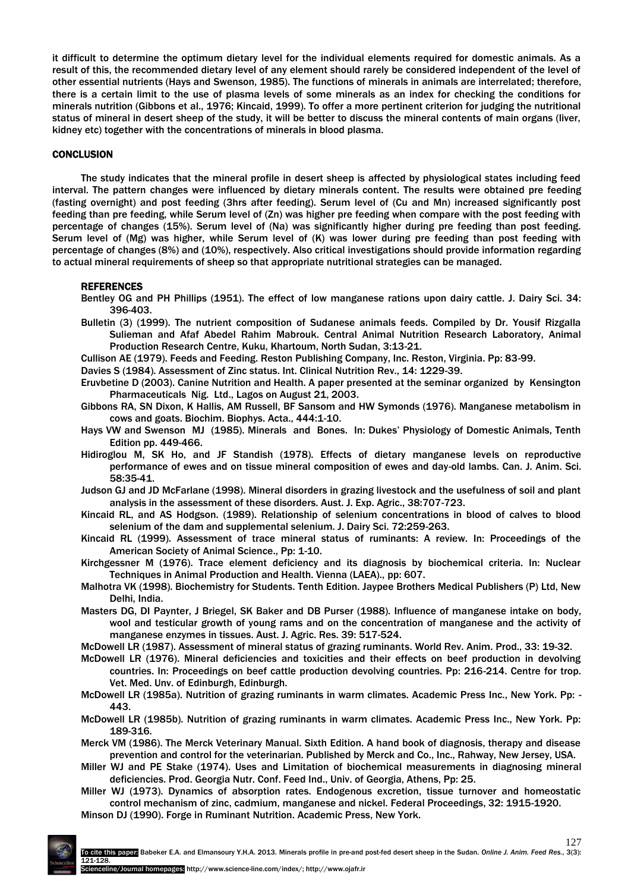it difficult to determine the optimum dietary level for the individual elements required for domestic animals. As a result of this, the recommended dietary level of any element should rarely be considered independent of the level of other essential nutrients (Hays and Swenson, 1985). The functions of minerals in animals are interrelated; therefore, there is a certain limit to the use of plasma levels of some minerals as an index for checking the conditions for minerals nutrition (Gibbons et al., 1976; Kincaid, 1999). To offer a more pertinent criterion for judging the nutritional status of mineral in desert sheep of the study, it will be better to discuss the mineral contents of main organs (liver, kidney etc) together with the concentrations of minerals in blood plasma.

## CONCLUSION

The study indicates that the mineral profile in desert sheep is affected by physiological states including feed interval. The pattern changes were influenced by dietary minerals content. The results were obtained pre feeding (fasting overnight) and post feeding (3hrs after feeding). Serum level of (Cu and Mn) increased significantly post feeding than pre feeding, while Serum level of (Zn) was higher pre feeding when compare with the post feeding with percentage of changes (15%). Serum level of (Na) was significantly higher during pre feeding than post feeding. Serum level of (Mg) was higher, while Serum level of (K) was lower during pre feeding than post feeding with percentage of changes (8%) and (10%), respectively. Also critical investigations should provide information regarding to actual mineral requirements of sheep so that appropriate nutritional strategies can be managed.

## REFERENCES

Bentley OG and PH Phillips (1951). The effect of low manganese rations upon dairy cattle. J. Dairy Sci. 34: 396-403.

Bulletin (3) (1999). The nutrient composition of Sudanese animals feeds. Compiled by Dr. Yousif Rizgalla Sulieman and Afaf Abedel Rahim Mabrouk. Central Animal Nutrition Research Laboratory, Animal Production Research Centre, Kuku, Khartoum, North Sudan, 3:13-21.

Cullison AE (1979). Feeds and Feeding. Reston Publishing Company, Inc. Reston, Virginia. Pp: 83-99.

Davies S (1984). Assessment of Zinc status. Int. Clinical Nutrition Rev., 14: 1229-39.

Eruvbetine D (2003). Canine Nutrition and Health. A paper presented at the seminar organized by Kensington Pharmaceuticals Nig. Ltd., Lagos on August 21, 2003.

Gibbons RA, SN Dixon, K Hallis, AM Russell, BF Sansom and HW Symonds (1976). Manganese metabolism in cows and goats. Biochim. Biophys. Acta., 444:1-10.

Hays VW and Swenson MJ (1985). Minerals and Bones. In: Dukes' Physiology of Domestic Animals, Tenth Edition pp. 449-466.

Hidiroglou M, SK Ho, and JF Standish (1978). Effects of dietary manganese levels on reproductive performance of ewes and on tissue mineral composition of ewes and day-old lambs. Can. J. Anim. Sci. 58:35-41.

Judson GJ and JD McFarlane (1998). Mineral disorders in grazing livestock and the usefulness of soil and plant analysis in the assessment of these disorders. Aust. J. Exp. Agric., 38:707-723.

Kincaid RL, and AS Hodgson. (1989). Relationship of selenium concentrations in blood of calves to blood selenium of the dam and supplemental selenium. J. Dairy Sci. 72:259-263.

Kincaid RL (1999). Assessment of trace mineral status of ruminants: A review. In: Proceedings of the American Society of Animal Science., Pp: 1-10.

Kirchgessner M (1976). Trace element deficiency and its diagnosis by biochemical criteria. In: Nuclear Techniques in Animal Production and Health. Vienna (LAEA)., pp: 607.

Malhotra VK (1998). Biochemistry for Students. Tenth Edition. Jaypee Brothers Medical Publishers (P) Ltd, New Delhi, India.

Masters DG, DI Paynter, J Briegel, SK Baker and DB Purser (1988). Influence of manganese intake on body, wool and testicular growth of young rams and on the concentration of manganese and the activity of manganese enzymes in tissues. Aust. J. Agric. Res. 39: 517-524.

McDowell LR (1987). Assessment of mineral status of grazing ruminants. World Rev. Anim. Prod., 33: 19-32.

McDowell LR (1976). Mineral deficiencies and toxicities and their effects on beef production in devolving countries. In: Proceedings on beef cattle production devolving countries. Pp: 216-214. Centre for trop. Vet. Med. Unv. of Edinburgh, Edinburgh.

McDowell LR (1985a). Nutrition of grazing ruminants in warm climates. Academic Press Inc., New York. Pp: -443.

McDowell LR (1985b). Nutrition of grazing ruminants in warm climates. Academic Press Inc., New York. Pp: 189-316.

Merck VM (1986). The Merck Veterinary Manual. Sixth Edition. A hand book of diagnosis, therapy and disease prevention and control for the veterinarian. Published by Merck and Co., Inc., Rahway, New Jersey, USA.

Miller WJ and PE Stake (1974). Uses and Limitation of biochemical measurements in diagnosing mineral deficiencies. Prod. Georgia Nutr. Conf. Feed Ind., Univ. of Georgia, Athens, Pp: 25.

Miller WJ (1973). Dynamics of absorption rates. Endogenous excretion, tissue turnover and homeostatic control mechanism of zinc, cadmium, manganese and nickel. Federal Proceedings, 32: 1915-1920.

Minson DJ (1990). Forge in Ruminant Nutrition. Academic Press, New York.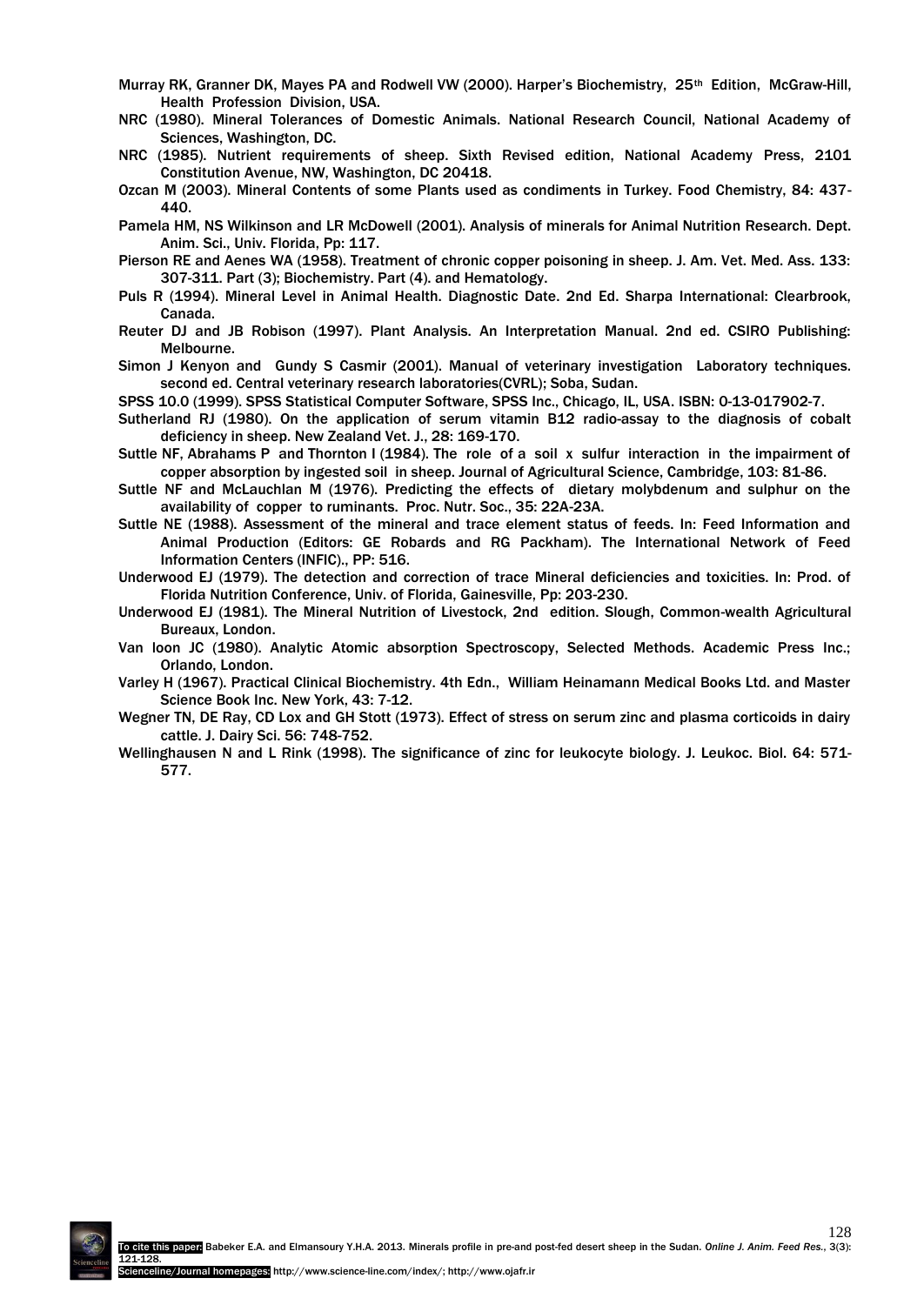Murray RK, Granner DK, Mayes PA and Rodwell VW (2000). Harper's Biochemistry, 25th Edition, McGraw-Hill, Health Profession Division, USA.

NRC (1980). Mineral Tolerances of Domestic Animals. National Research Council, National Academy of Sciences, Washington, DC.

NRC (1985). Nutrient requirements of sheep. Sixth Revised edition, National Academy Press, 2101 Constitution Avenue, NW, Washington, DC 20418.

Ozcan M (2003). Mineral Contents of some Plants used as condiments in Turkey. Food Chemistry, 84: 437-440.

Pamela HM, NS Wilkinson and LR McDowell (2001). Analysis of minerals for Animal Nutrition Research. Dept. Anim. Sci., Univ. Florida, Pp: 117.

Pierson RE and Aenes WA (1958). Treatment of chronic copper poisoning in sheep. J. Am. Vet. Med. Ass. 133: 307-311. Part (3); Biochemistry. Part (4). and Hematology.

Puls R (1994). Mineral Level in Animal Health. Diagnostic Date. 2nd Ed. Sharpa International: Clearbrook, Canada.

Reuter DJ and JB Robison (1997). Plant Analysis. An Interpretation Manual. 2nd ed. CSIRO Publishing: Melbourne.

Simon J Kenyon and Gundy S Casmir (2001). Manual of veterinary investigation Laboratory techniques. second ed. Central veterinary research laboratories(CVRL); Soba, Sudan.

SPSS 10.0 (1999). SPSS Statistical Computer Software, SPSS Inc., Chicago, IL, USA. ISBN: 0-13-017902-7.

Sutherland RJ (1980). On the application of serum vitamin B12 radio-assay to the diagnosis of cobalt deficiency in sheep. New Zealand Vet. J., 28: 169-170.

Suttle NF, Abrahams P and Thornton I (1984). The role of a soil x sulfur interaction in the impairment of copper absorption by ingested soil in sheep. Journal of Agricultural Science, Cambridge, 103: 81-86.

Suttle NF and McLauchlan M (1976). Predicting the effects of dietary molybdenum and sulphur on the availability of copper to ruminants. Proc. Nutr. Soc., 35: 22A-23A.

Suttle NE (1988). Assessment of the mineral and trace element status of feeds. In: Feed Information and Animal Production (Editors: GE Robards and RG Packham). The International Network of Feed Information Centers (INFIC)., PP: 516.

Underwood EJ (1979). The detection and correction of trace Mineral deficiencies and toxicities. In: Prod. of Florida Nutrition Conference, Univ. of Florida, Gainesville, Pp: 203-230.

Underwood EJ (1981). The Mineral Nutrition of Livestock, 2nd edition. Slough, Common-wealth Agricultural Bureaux, London.

Van loon JC (1980). Analytic Atomic absorption Spectroscopy, Selected Methods. Academic Press Inc.; Orlando, London.

Varley H (1967). Practical Clinical Biochemistry. 4th Edn., William Heinamann Medical Books Ltd. and Master Science Book Inc. New York, 43: 7-12.

Wegner TN, DE Ray, CD Lox and GH Stott (1973). Effect of stress on serum zinc and plasma corticoids in dairy cattle. J. Dairy Sci. 56: 748-752.

Wellinghausen N and L Rink (1998). The significance of zinc for leukocyte biology. J. Leukoc. Biol. 64: 571-577.